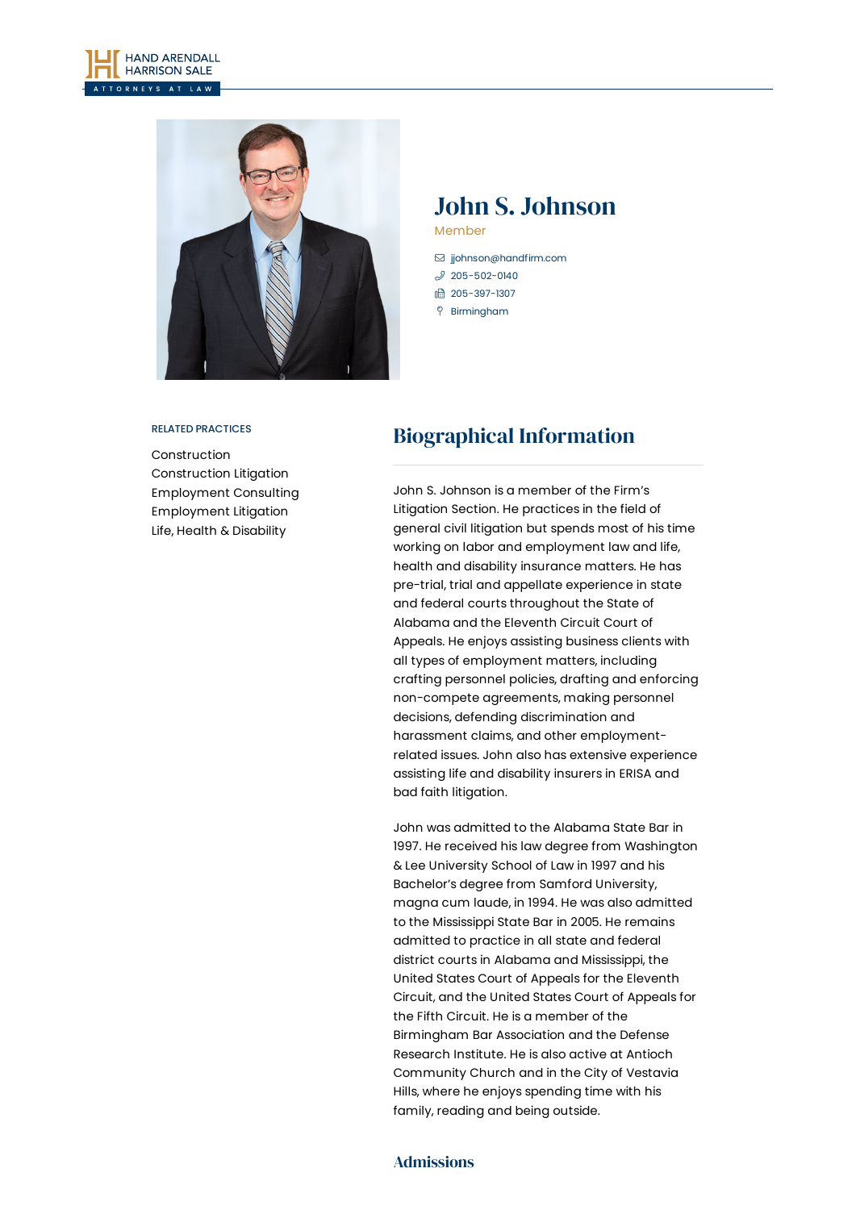HAND ARENDALL HARRISON SALE

ATTORNEYS AT LAW

# John S. Johnson

Member

- jjohnson@handfirm.com
- 205-502-0140
- 205-397-1307
- Birmingham

## RELATED PRACTICES

Construction
Construction Litigation
Employment Consulting
Employment Litigation
Life, Health & Disability

## Biographical Information

John S. Johnson is a member of the Firm's Litigation Section. He practices in the field of general civil litigation but spends most of his time working on labor and employment law and life, health and disability insurance matters. He has pre-trial, trial and appellate experience in state and federal courts throughout the State of Alabama and the Eleventh Circuit Court of Appeals. He enjoys assisting business clients with all types of employment matters, including crafting personnel policies, drafting and enforcing non-compete agreements, making personnel decisions, defending discrimination and harassment claims, and other employment-related issues. John also has extensive experience assisting life and disability insurers in ERISA and bad faith litigation.

John was admitted to the Alabama State Bar in 1997. He received his law degree from Washington & Lee University School of Law in 1997 and his Bachelor's degree from Samford University, magna cum laude, in 1994. He was also admitted to the Mississippi State Bar in 2005. He remains admitted to practice in all state and federal district courts in Alabama and Mississippi, the United States Court of Appeals for the Eleventh Circuit, and the United States Court of Appeals for the Fifth Circuit. He is a member of the Birmingham Bar Association and the Defense Research Institute. He is also active at Antioch Community Church and in the City of Vestavia Hills, where he enjoys spending time with his family, reading and being outside.

### Admissions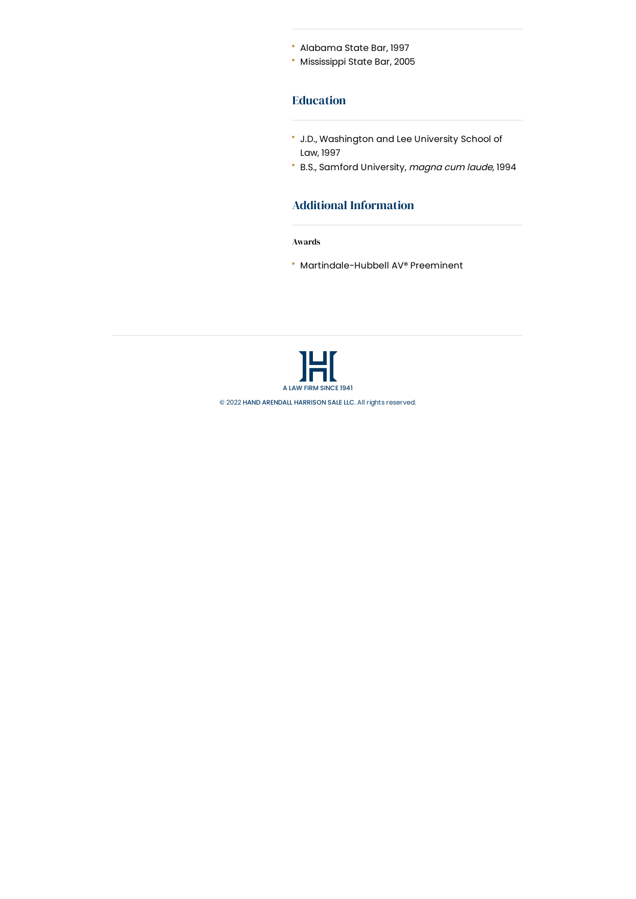- Alabama State Bar, 1997
- Mississippi State Bar, 2005

## Education

- J.D., Washington and Lee University School of Law, 1997
- B.S., Samford University, *magna cum laude*, 1994

## Additional Information

### Awards

- Martindale-Hubbell AV® Preeminent

A LAW FIRM SINCE 1941

© 2022 HAND ARENDALL HARRISON SALE LLC. All rights reserved.